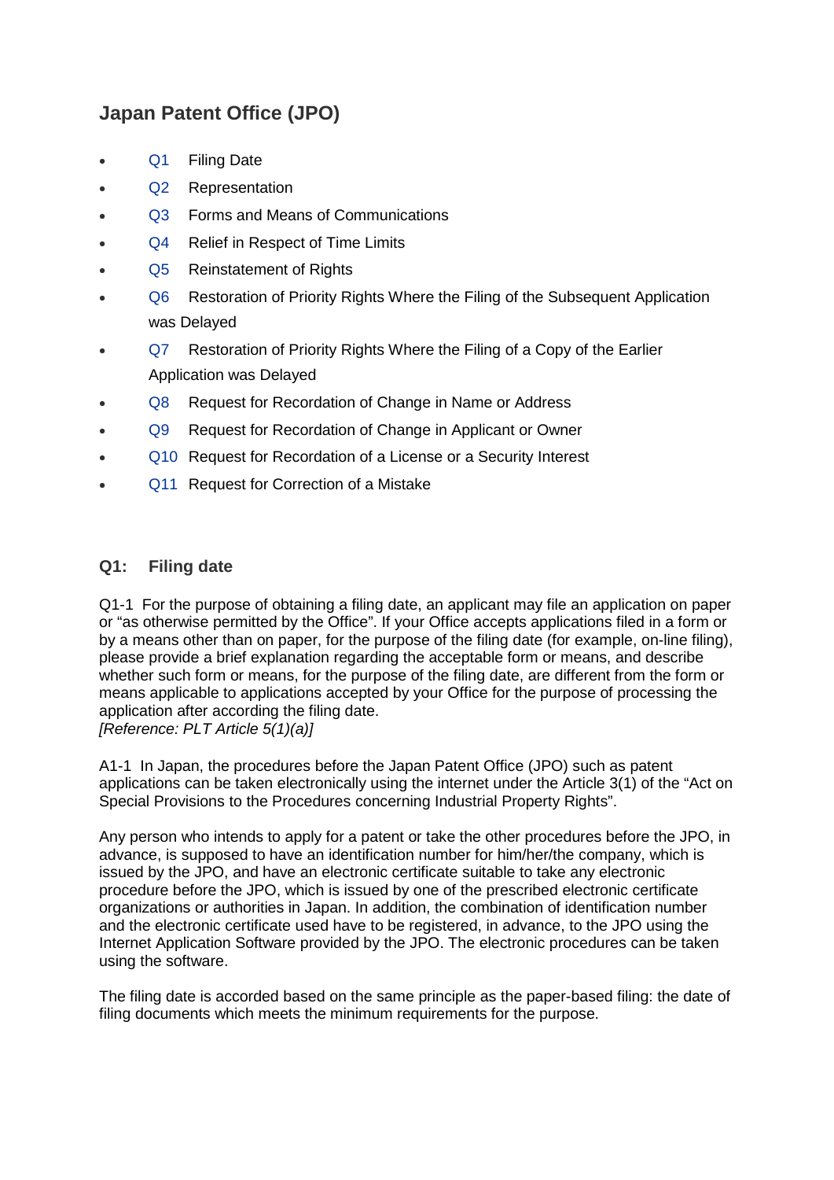## Japan Patent Office (JPO)

- Q1 Filing Date
- Q2 Representation
- Q3 Forms and Means of Communications
- Q4 Relief in Respect of Time Limits
- Q5 Reinstatement of Rights
- Q6 Restoration of Priority Rights Where the Filing of the Subsequent Application was Delayed
- Q7 Restoration of Priority Rights Where the Filing of a Copy of the Earlier Application was Delayed
- Q8 Request for Recordation of Change in Name or Address
- Q9 Request for Recordation of Change in Applicant or Owner
- Q10 Request for Recordation of a License or a Security Interest
- Q11 Request for Correction of a Mistake

### Q1: Filing date

Q1-1 For the purpose of obtaining a filing date, an applicant may file an application on paper or "as otherwise permitted by the Office". If your Office accepts applications filed in a form or by a means other than on paper, for the purpose of the filing date (for example, on-line filing), please provide a brief explanation regarding the acceptable form or means, and describe whether such form or means, for the purpose of the filing date, are different from the form or means applicable to applications accepted by your Office for the purpose of processing the application after according the filing date.
*[Reference: PLT Article 5(1)(a)]*

A1-1 In Japan, the procedures before the Japan Patent Office (JPO) such as patent applications can be taken electronically using the internet under the Article 3(1) of the "Act on Special Provisions to the Procedures concerning Industrial Property Rights".

Any person who intends to apply for a patent or take the other procedures before the JPO, in advance, is supposed to have an identification number for him/her/the company, which is issued by the JPO, and have an electronic certificate suitable to take any electronic procedure before the JPO, which is issued by one of the prescribed electronic certificate organizations or authorities in Japan. In addition, the combination of identification number and the electronic certificate used have to be registered, in advance, to the JPO using the Internet Application Software provided by the JPO. The electronic procedures can be taken using the software.

The filing date is accorded based on the same principle as the paper-based filing: the date of filing documents which meets the minimum requirements for the purpose.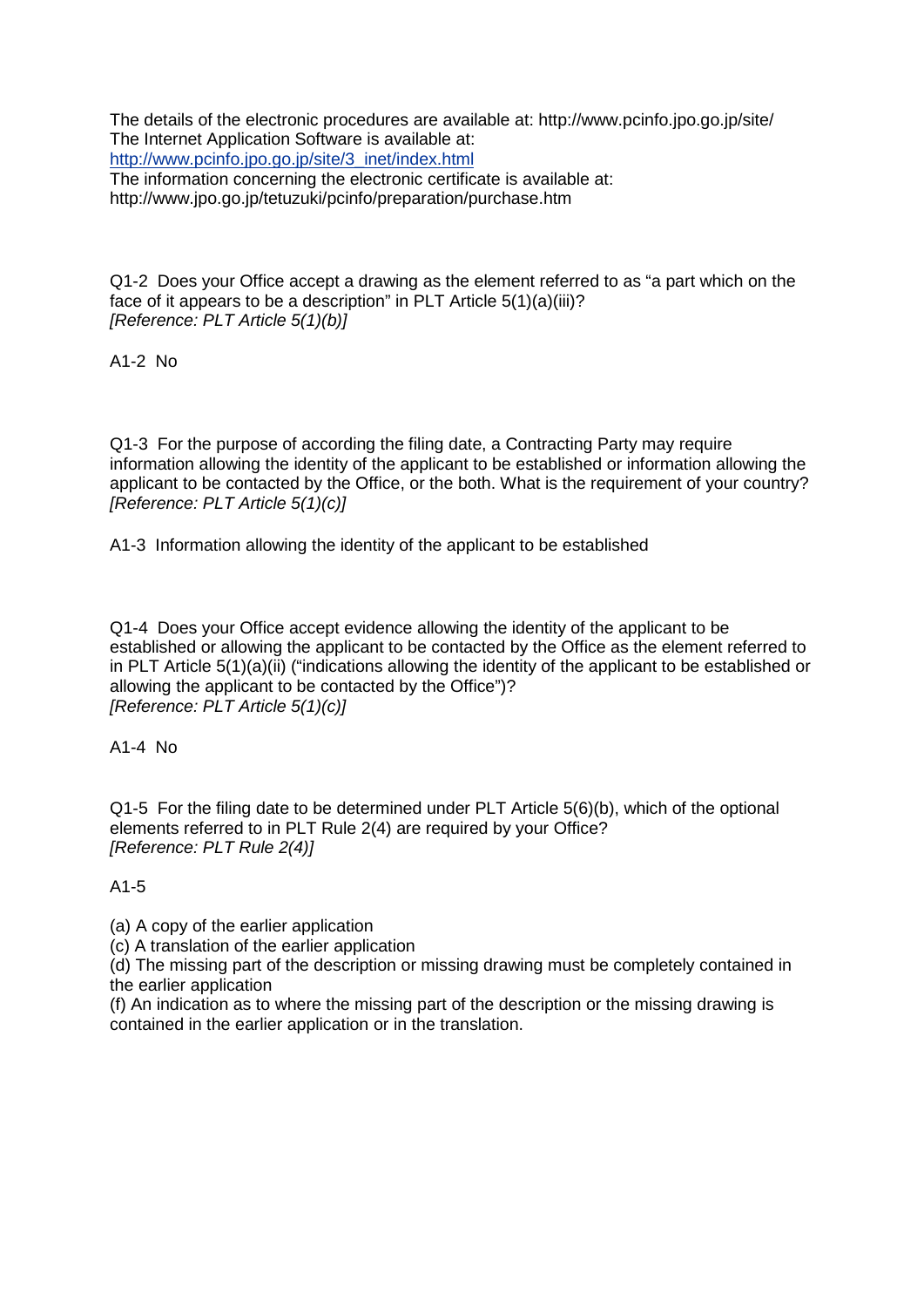The details of the electronic procedures are available at: http://www.pcinfo.jpo.go.jp/site/
The Internet Application Software is available at:
[http://www.pcinfo.jpo.go.jp/site/3_inet/index.html](http://www.pcinfo.jpo.go.jp/site/3_inet/index.html)
The information concerning the electronic certificate is available at:
http://www.jpo.go.jp/tetuzuki/pcinfo/preparation/purchase.htm

Q1-2 Does your Office accept a drawing as the element referred to as "a part which on the face of it appears to be a description" in PLT Article 5(1)(a)(iii)?
*[Reference: PLT Article 5(1)(b)]*

A1-2 No

Q1-3 For the purpose of according the filing date, a Contracting Party may require information allowing the identity of the applicant to be established or information allowing the applicant to be contacted by the Office, or the both. What is the requirement of your country?
*[Reference: PLT Article 5(1)(c)]*

A1-3 Information allowing the identity of the applicant to be established

Q1-4 Does your Office accept evidence allowing the identity of the applicant to be established or allowing the applicant to be contacted by the Office as the element referred to in PLT Article 5(1)(a)(ii) ("indications allowing the identity of the applicant to be established or allowing the applicant to be contacted by the Office")?
*[Reference: PLT Article 5(1)(c)]*

A1-4 No

Q1-5 For the filing date to be determined under PLT Article 5(6)(b), which of the optional elements referred to in PLT Rule 2(4) are required by your Office?
*[Reference: PLT Rule 2(4)]*

A1-5

(a) A copy of the earlier application
(c) A translation of the earlier application
(d) The missing part of the description or missing drawing must be completely contained in the earlier application
(f) An indication as to where the missing part of the description or the missing drawing is contained in the earlier application or in the translation.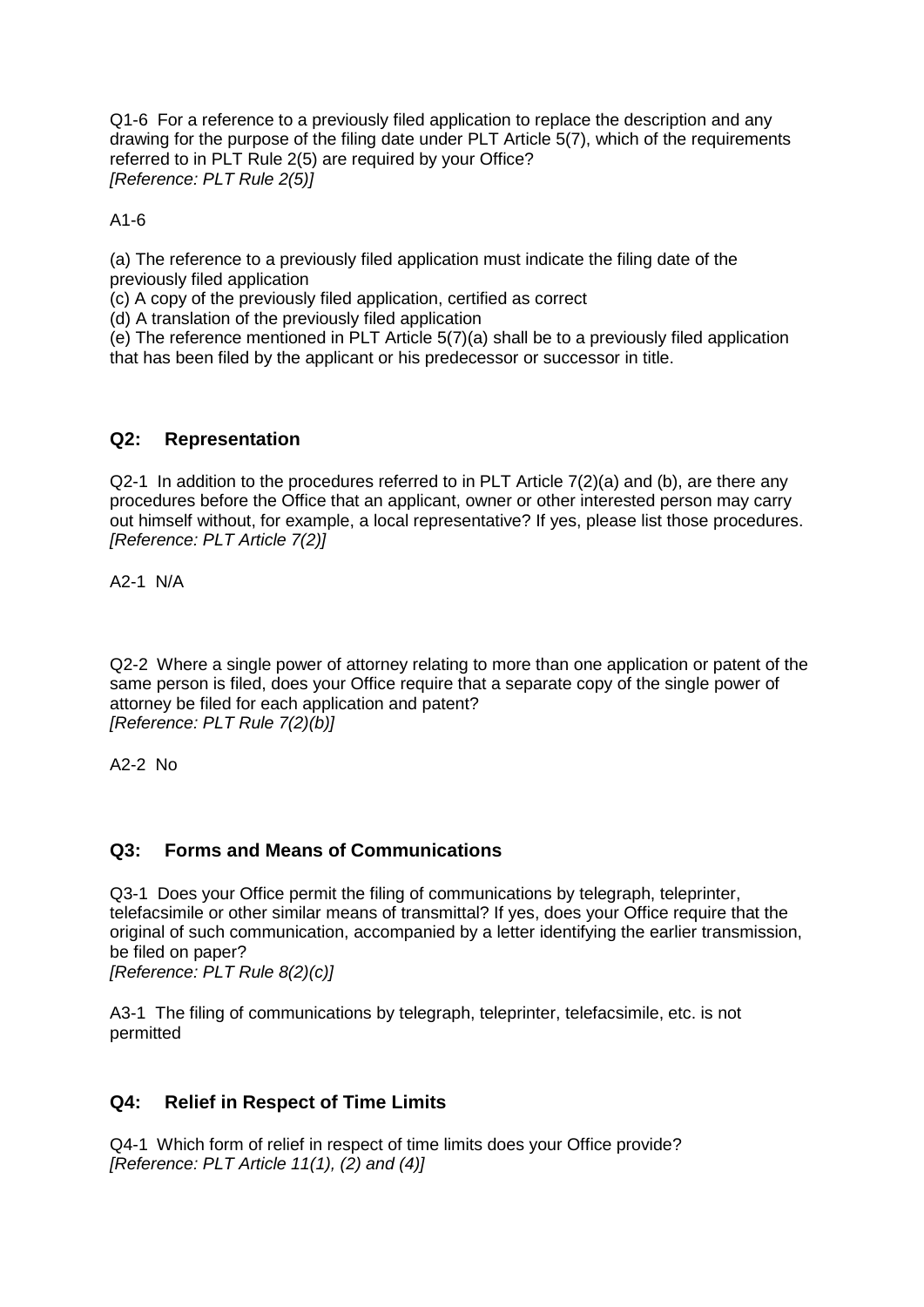Q1-6 For a reference to a previously filed application to replace the description and any drawing for the purpose of the filing date under PLT Article 5(7), which of the requirements referred to in PLT Rule 2(5) are required by your Office?
*[Reference: PLT Rule 2(5)]*

A1-6

(a) The reference to a previously filed application must indicate the filing date of the previously filed application
(c) A copy of the previously filed application, certified as correct
(d) A translation of the previously filed application
(e) The reference mentioned in PLT Article 5(7)(a) shall be to a previously filed application that has been filed by the applicant or his predecessor or successor in title.

## Q2: Representation

Q2-1 In addition to the procedures referred to in PLT Article 7(2)(a) and (b), are there any procedures before the Office that an applicant, owner or other interested person may carry out himself without, for example, a local representative? If yes, please list those procedures.
*[Reference: PLT Article 7(2)]*

A2-1 N/A

Q2-2 Where a single power of attorney relating to more than one application or patent of the same person is filed, does your Office require that a separate copy of the single power of attorney be filed for each application and patent?
*[Reference: PLT Rule 7(2)(b)]*

A2-2 No

## Q3: Forms and Means of Communications

Q3-1 Does your Office permit the filing of communications by telegraph, teleprinter, telefacsimile or other similar means of transmittal? If yes, does your Office require that the original of such communication, accompanied by a letter identifying the earlier transmission, be filed on paper?
*[Reference: PLT Rule 8(2)(c)]*

A3-1 The filing of communications by telegraph, teleprinter, telefacsimile, etc. is not permitted

## Q4: Relief in Respect of Time Limits

Q4-1 Which form of relief in respect of time limits does your Office provide?
*[Reference: PLT Article 11(1), (2) and (4)]*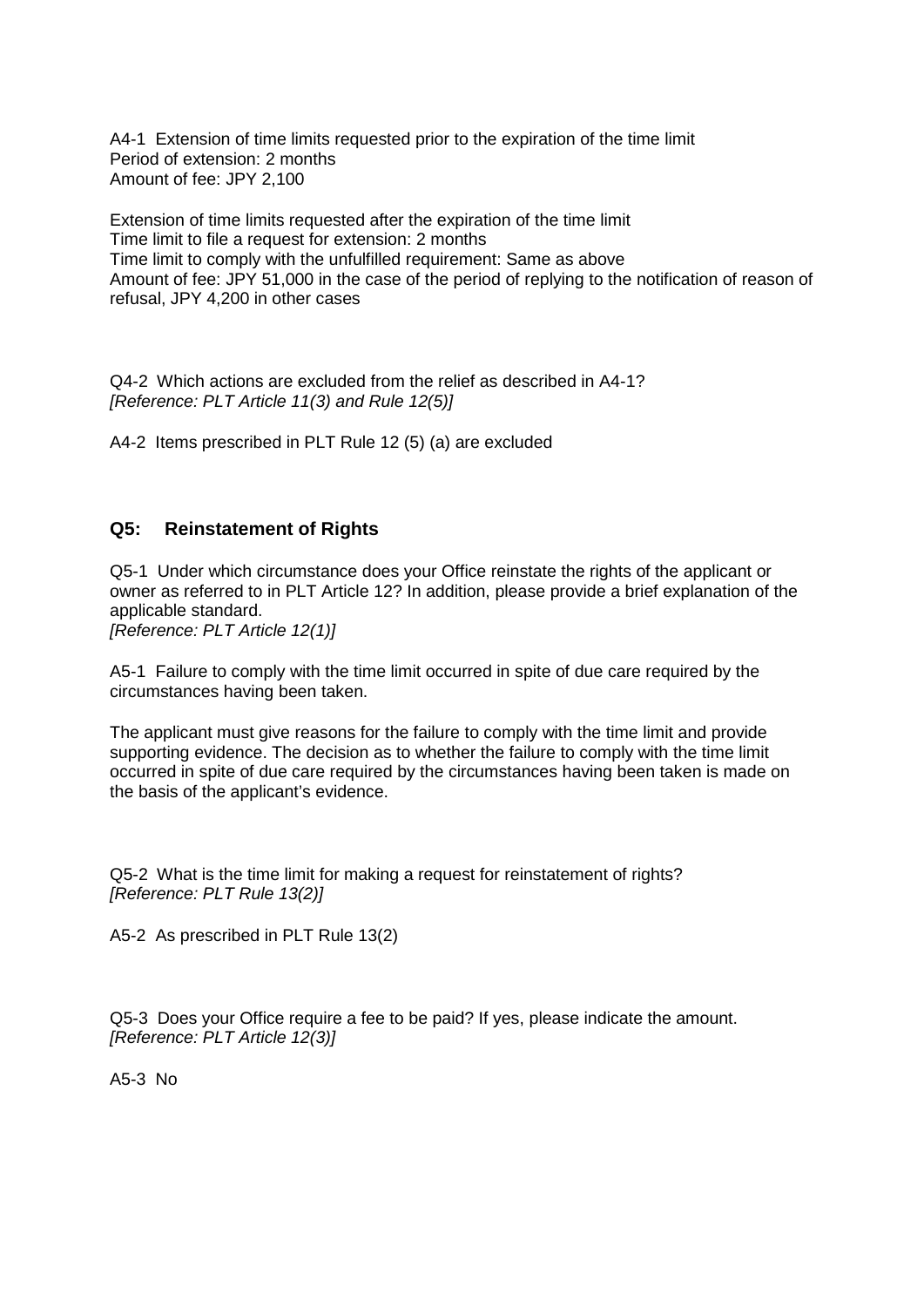A4-1 Extension of time limits requested prior to the expiration of the time limit
Period of extension: 2 months
Amount of fee: JPY 2,100

Extension of time limits requested after the expiration of the time limit
Time limit to file a request for extension: 2 months
Time limit to comply with the unfulfilled requirement: Same as above
Amount of fee: JPY 51,000 in the case of the period of replying to the notification of reason of refusal, JPY 4,200 in other cases

Q4-2 Which actions are excluded from the relief as described in A4-1?
*[Reference: PLT Article 11(3) and Rule 12(5)]*

A4-2 Items prescribed in PLT Rule 12 (5) (a) are excluded

## Q5: Reinstatement of Rights

Q5-1 Under which circumstance does your Office reinstate the rights of the applicant or owner as referred to in PLT Article 12? In addition, please provide a brief explanation of the applicable standard.
*[Reference: PLT Article 12(1)]*

A5-1 Failure to comply with the time limit occurred in spite of due care required by the circumstances having been taken.

The applicant must give reasons for the failure to comply with the time limit and provide supporting evidence. The decision as to whether the failure to comply with the time limit occurred in spite of due care required by the circumstances having been taken is made on the basis of the applicant's evidence.

Q5-2 What is the time limit for making a request for reinstatement of rights?
*[Reference: PLT Rule 13(2)]*

A5-2 As prescribed in PLT Rule 13(2)

Q5-3 Does your Office require a fee to be paid? If yes, please indicate the amount.
*[Reference: PLT Article 12(3)]*

A5-3 No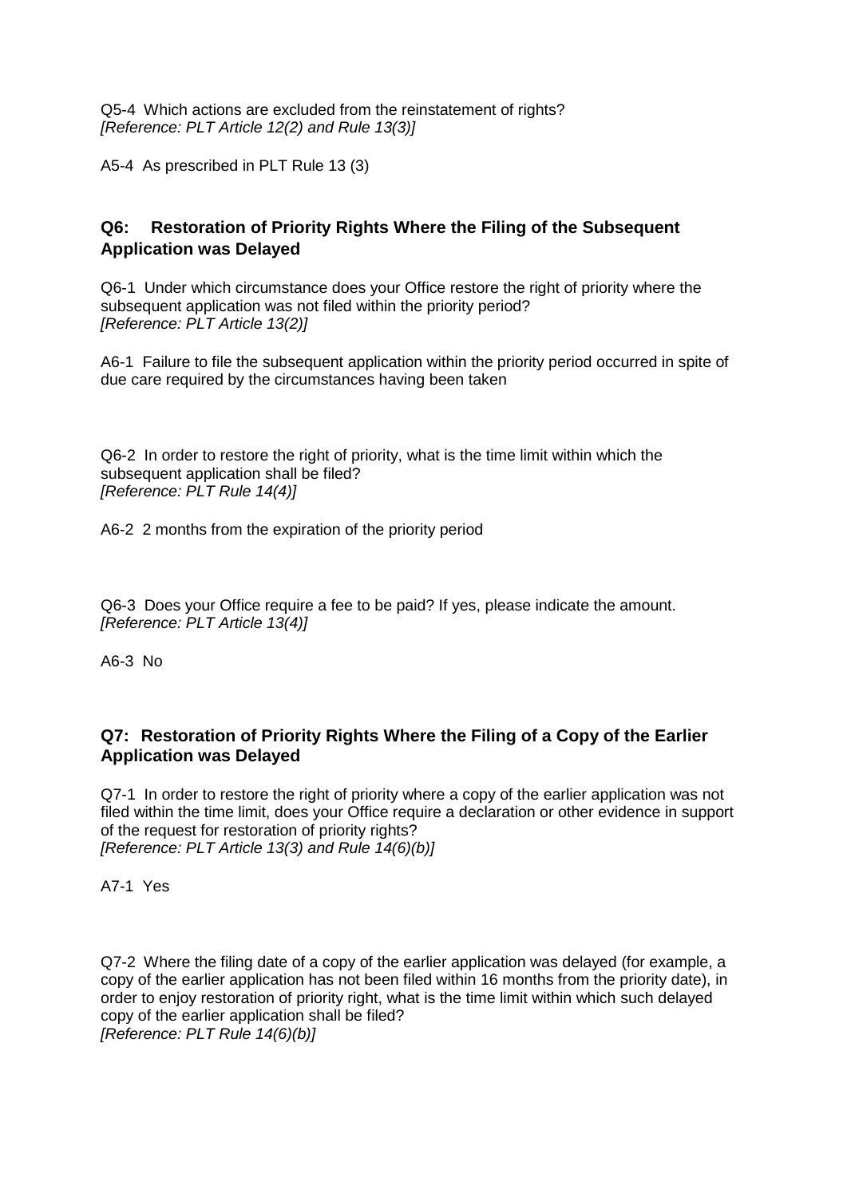Q5-4 Which actions are excluded from the reinstatement of rights?
*[Reference: PLT Article 12(2) and Rule 13(3)]*

A5-4 As prescribed in PLT Rule 13 (3)

## Q6: Restoration of Priority Rights Where the Filing of the Subsequent Application was Delayed

Q6-1 Under which circumstance does your Office restore the right of priority where the subsequent application was not filed within the priority period?
*[Reference: PLT Article 13(2)]*

A6-1 Failure to file the subsequent application within the priority period occurred in spite of due care required by the circumstances having been taken

Q6-2 In order to restore the right of priority, what is the time limit within which the subsequent application shall be filed?
*[Reference: PLT Rule 14(4)]*

A6-2 2 months from the expiration of the priority period

Q6-3 Does your Office require a fee to be paid? If yes, please indicate the amount.
*[Reference: PLT Article 13(4)]*

A6-3 No

## Q7: Restoration of Priority Rights Where the Filing of a Copy of the Earlier Application was Delayed

Q7-1 In order to restore the right of priority where a copy of the earlier application was not filed within the time limit, does your Office require a declaration or other evidence in support of the request for restoration of priority rights?
*[Reference: PLT Article 13(3) and Rule 14(6)(b)]*

A7-1 Yes

Q7-2 Where the filing date of a copy of the earlier application was delayed (for example, a copy of the earlier application has not been filed within 16 months from the priority date), in order to enjoy restoration of priority right, what is the time limit within which such delayed copy of the earlier application shall be filed?
*[Reference: PLT Rule 14(6)(b)]*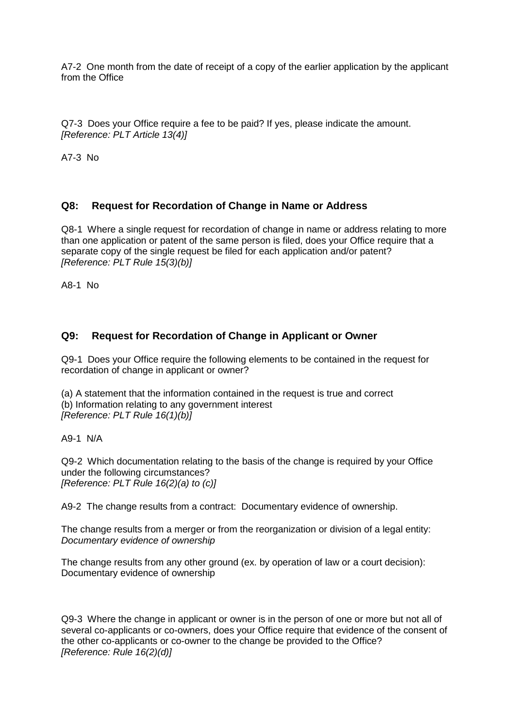A7-2 One month from the date of receipt of a copy of the earlier application by the applicant from the Office

Q7-3 Does your Office require a fee to be paid? If yes, please indicate the amount.
*[Reference: PLT Article 13(4)]*

A7-3 No

## Q8: Request for Recordation of Change in Name or Address

Q8-1 Where a single request for recordation of change in name or address relating to more than one application or patent of the same person is filed, does your Office require that a separate copy of the single request be filed for each application and/or patent?
*[Reference: PLT Rule 15(3)(b)]*

A8-1 No

## Q9: Request for Recordation of Change in Applicant or Owner

Q9-1 Does your Office require the following elements to be contained in the request for recordation of change in applicant or owner?

(a) A statement that the information contained in the request is true and correct
(b) Information relating to any government interest
*[Reference: PLT Rule 16(1)(b)]*

A9-1 N/A

Q9-2 Which documentation relating to the basis of the change is required by your Office under the following circumstances?
*[Reference: PLT Rule 16(2)(a) to (c)]*

A9-2 The change results from a contract: Documentary evidence of ownership.

The change results from a merger or from the reorganization or division of a legal entity: *Documentary evidence of ownership*

The change results from any other ground (ex. by operation of law or a court decision): Documentary evidence of ownership

Q9-3 Where the change in applicant or owner is in the person of one or more but not all of several co-applicants or co-owners, does your Office require that evidence of the consent of the other co-applicants or co-owner to the change be provided to the Office?
*[Reference: Rule 16(2)(d)]*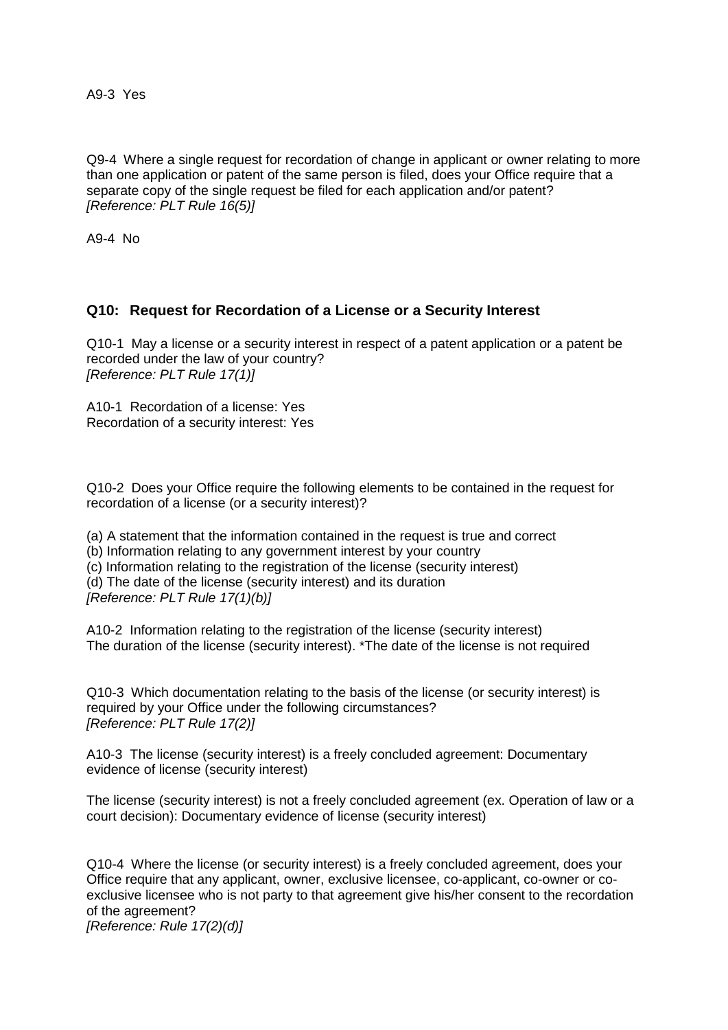A9-3 Yes

Q9-4 Where a single request for recordation of change in applicant or owner relating to more than one application or patent of the same person is filed, does your Office require that a separate copy of the single request be filed for each application and/or patent?
*[Reference: PLT Rule 16(5)]*

A9-4 No

## Q10: Request for Recordation of a License or a Security Interest

Q10-1 May a license or a security interest in respect of a patent application or a patent be recorded under the law of your country?
*[Reference: PLT Rule 17(1)]*

A10-1 Recordation of a license: Yes
Recordation of a security interest: Yes

Q10-2 Does your Office require the following elements to be contained in the request for recordation of a license (or a security interest)?

(a) A statement that the information contained in the request is true and correct
(b) Information relating to any government interest by your country
(c) Information relating to the registration of the license (security interest)
(d) The date of the license (security interest) and its duration
*[Reference: PLT Rule 17(1)(b)]*

A10-2 Information relating to the registration of the license (security interest)
The duration of the license (security interest). *The date of the license is not required

Q10-3 Which documentation relating to the basis of the license (or security interest) is required by your Office under the following circumstances?
*[Reference: PLT Rule 17(2)]*

A10-3 The license (security interest) is a freely concluded agreement: Documentary evidence of license (security interest)

The license (security interest) is not a freely concluded agreement (ex. Operation of law or a court decision): Documentary evidence of license (security interest)

Q10-4 Where the license (or security interest) is a freely concluded agreement, does your Office require that any applicant, owner, exclusive licensee, co-applicant, co-owner or co-exclusive licensee who is not party to that agreement give his/her consent to the recordation of the agreement?
*[Reference: Rule 17(2)(d)]*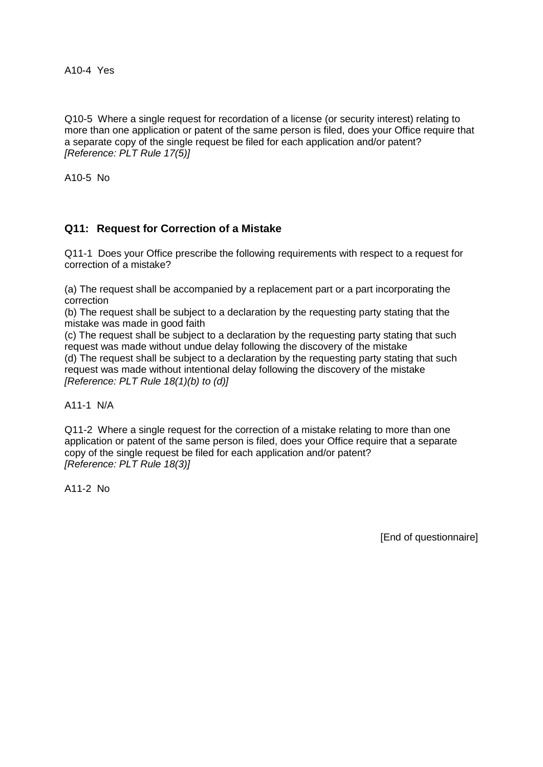A10-4 Yes

Q10-5 Where a single request for recordation of a license (or security interest) relating to more than one application or patent of the same person is filed, does your Office require that a separate copy of the single request be filed for each application and/or patent?
*[Reference: PLT Rule 17(5)]*

A10-5 No

## Q11: Request for Correction of a Mistake

Q11-1 Does your Office prescribe the following requirements with respect to a request for correction of a mistake?

(a) The request shall be accompanied by a replacement part or a part incorporating the correction
(b) The request shall be subject to a declaration by the requesting party stating that the mistake was made in good faith
(c) The request shall be subject to a declaration by the requesting party stating that such request was made without undue delay following the discovery of the mistake
(d) The request shall be subject to a declaration by the requesting party stating that such request was made without intentional delay following the discovery of the mistake
*[Reference: PLT Rule 18(1)(b) to (d)]*

A11-1 N/A

Q11-2 Where a single request for the correction of a mistake relating to more than one application or patent of the same person is filed, does your Office require that a separate copy of the single request be filed for each application and/or patent?
*[Reference: PLT Rule 18(3)]*

A11-2 No

[End of questionnaire]